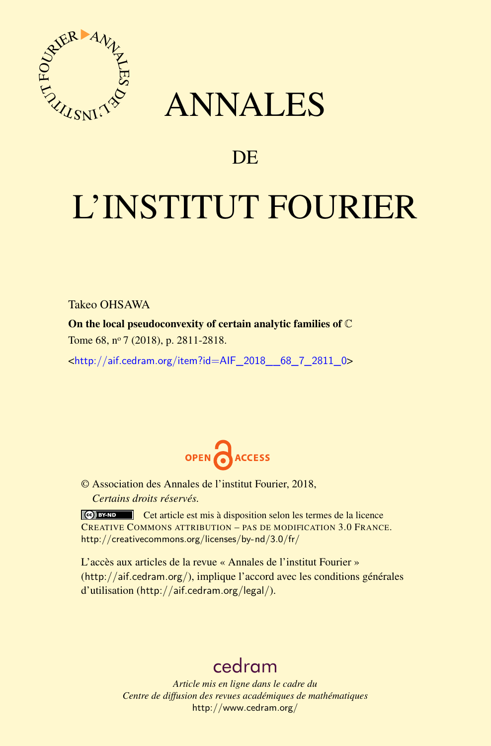# ANNALES

## DE

# L'INSTITUT FOURIER

Takeo OHSAWA

**On the local pseudoconvexity of certain analytic families of $\mathbb{C}$**

Tome 68, nº 7 (2018), p. 2811-2818.

<http://aif.cedram.org/item?id=AIF_2018__68_7_2811_0>

OPEN ACCESS

© Association des Annales de l'institut Fourier, 2018,
*Certains droits réservés.*

Cet article est mis à disposition selon les termes de la licence CREATIVE COMMONS ATTRIBUTION – PAS DE MODIFICATION 3.0 FRANCE.
http://creativecommons.org/licenses/by-nd/3.0/fr/

L'accès aux articles de la revue « Annales de l'institut Fourier » (http://aif.cedram.org/), implique l'accord avec les conditions générales d'utilisation (http://aif.cedram.org/legal/).

cedram

*Article mis en ligne dans le cadre du*
*Centre de diffusion des revues académiques de mathématiques*
http://www.cedram.org/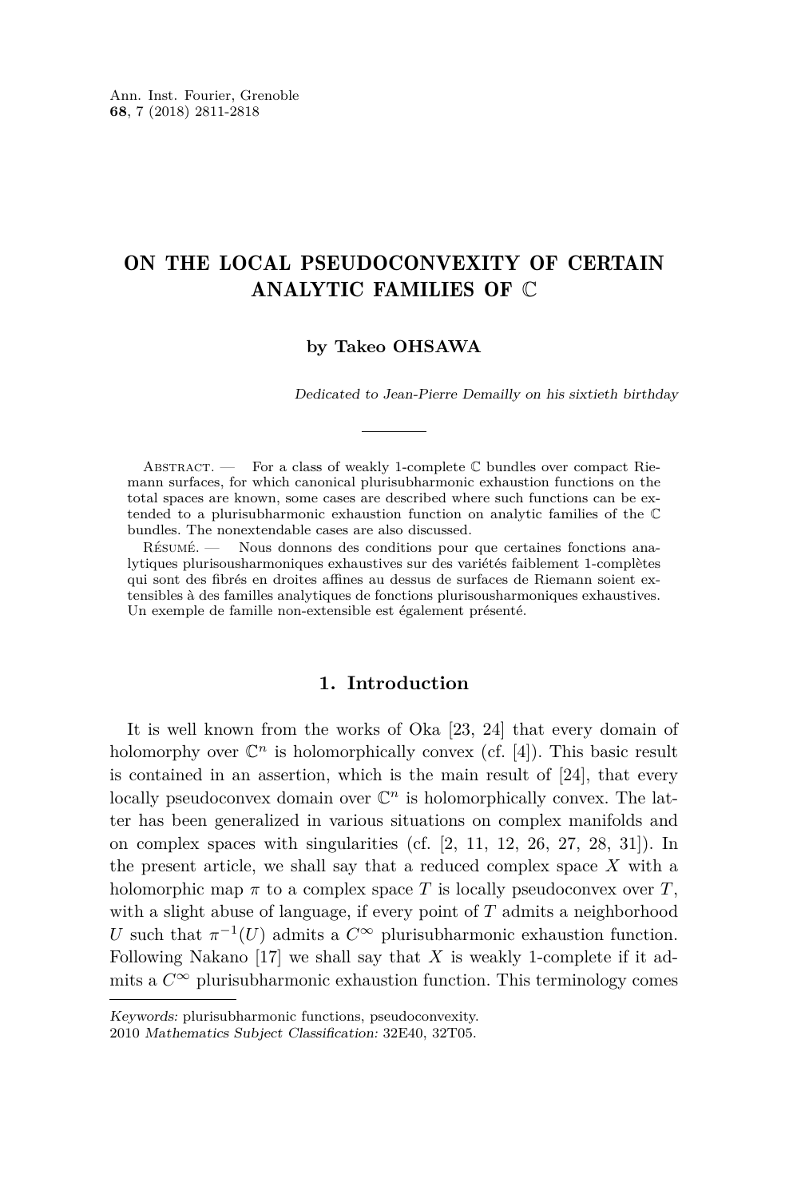# ON THE LOCAL PSEUDOCONVEXITY OF CERTAIN ANALYTIC FAMILIES OF $\mathbb{C}$

**by Takeo OHSAWA**

*Dedicated to Jean-Pierre Demailly on his sixtieth birthday*

Abstract. — For a class of weakly 1-complete $\mathbb{C}$ bundles over compact Riemann surfaces, for which canonical plurisubharmonic exhaustion functions on the total spaces are known, some cases are described where such functions can be extended to a plurisubharmonic exhaustion function on analytic families of the $\mathbb{C}$ bundles. The nonextendable cases are also discussed.

Résumé. — Nous donnons des conditions pour que certaines fonctions analytiques plurisousharmoniques exhaustives sur des variétés faiblement 1-complètes qui sont des fibrés en droites affines au dessus de surfaces de Riemann soient extensibles à des familles analytiques de fonctions plurisousharmoniques exhaustives. Un exemple de famille non-extensible est également présenté.

## 1. Introduction

It is well known from the works of Oka [23, 24] that every domain of holomorphy over $\mathbb{C}^n$ is holomorphically convex (cf. [4]). This basic result is contained in an assertion, which is the main result of [24], that every locally pseudoconvex domain over $\mathbb{C}^n$ is holomorphically convex. The latter has been generalized in various situations on complex manifolds and on complex spaces with singularities (cf. [2, 11, 12, 26, 27, 28, 31]). In the present article, we shall say that a reduced complex space $X$ with a holomorphic map $\pi$ to a complex space $T$ is locally pseudoconvex over $T$, with a slight abuse of language, if every point of $T$ admits a neighborhood $U$ such that $\pi^{-1}(U)$ admits a $C^\infty$ plurisubharmonic exhaustion function. Following Nakano [17] we shall say that $X$ is weakly 1-complete if it admits a $C^\infty$ plurisubharmonic exhaustion function. This terminology comes

*Keywords:* plurisubharmonic functions, pseudoconvexity.
2010 *Mathematics Subject Classification:* 32E40, 32T05.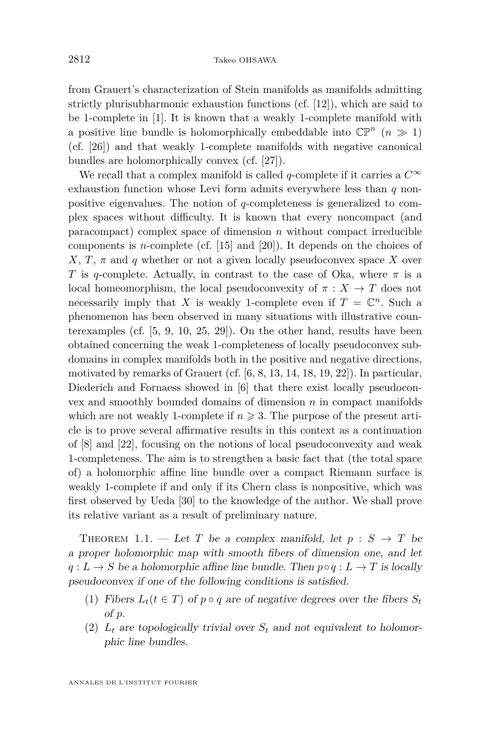from Grauert's characterization of Stein manifolds as manifolds admitting strictly plurisubharmonic exhaustion functions (cf. [12]), which are said to be 1-complete in [1]. It is known that a weakly 1-complete manifold with a positive line bundle is holomorphically embeddable into $\mathbb{CP}^n$ ($n \gg 1$) (cf. [26]) and that weakly 1-complete manifolds with negative canonical bundles are holomorphically convex (cf. [27]).

We recall that a complex manifold is called $q$-complete if it carries a $C^\infty$ exhaustion function whose Levi form admits everywhere less than $q$ nonpositive eigenvalues. The notion of $q$-completeness is generalized to complex spaces without difficulty. It is known that every noncompact (and paracompact) complex space of dimension $n$ without compact irreducible components is $n$-complete (cf. [15] and [20]). It depends on the choices of $X$, $T$, $\pi$ and $q$ whether or not a given locally pseudoconvex space $X$ over $T$ is $q$-complete. Actually, in contrast to the case of Oka, where $\pi$ is a local homeomorphism, the local pseudoconvexity of $\pi : X \to T$ does not necessarily imply that $X$ is weakly 1-complete even if $T = \mathbb{C}^n$. Such a phenomenon has been observed in many situations with illustrative counterexamples (cf. [5, 9, 10, 25, 29]). On the other hand, results have been obtained concerning the weak 1-completeness of locally pseudoconvex subdomains in complex manifolds both in the positive and negative directions, motivated by remarks of Grauert (cf. [6, 8, 13, 14, 18, 19, 22]). In particular, Diederich and Fornaess showed in [6] that there exist locally pseudoconvex and smoothly bounded domains of dimension $n$ in compact manifolds which are not weakly 1-complete if $n \geqslant 3$. The purpose of the present article is to prove several affirmative results in this context as a continuation of [8] and [22], focusing on the notions of local pseudoconvexity and weak 1-completeness. The aim is to strengthen a basic fact that (the total space of) a holomorphic affine line bundle over a compact Riemann surface is weakly 1-complete if and only if its Chern class is nonpositive, which was first observed by Ueda [30] to the knowledge of the author. We shall prove its relative variant as a result of preliminary nature.

Theorem 1.1. — *Let $T$ be a complex manifold, let $p : S \to T$ be a proper holomorphic map with smooth fibers of dimension one, and let $q : L \to S$ be a holomorphic affine line bundle. Then $p \circ q : L \to T$ is locally pseudoconvex if one of the following conditions is satisfied.*

1. *Fibers $L_t (t \in T)$ of $p \circ q$ are of negative degrees over the fibers $S_t$ of $p$.*
2. *$L_t$ are topologically trivial over $S_t$ and not equivalent to holomorphic line bundles.*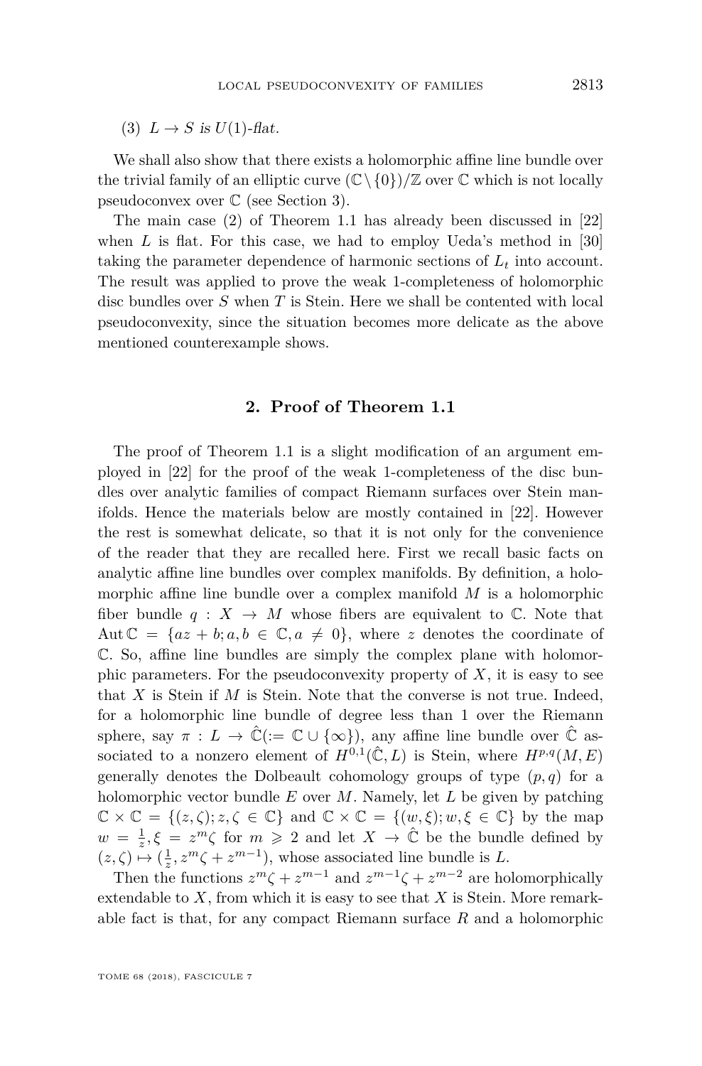(3) $L \to S$ is $U(1)$-flat.

We shall also show that there exists a holomorphic affine line bundle over the trivial family of an elliptic curve $(\mathbb{C}\setminus\{0\})/\mathbb{Z}$ over $\mathbb{C}$ which is not locally pseudoconvex over $\mathbb{C}$ (see Section 3).

The main case (2) of Theorem 1.1 has already been discussed in [22] when $L$ is flat. For this case, we had to employ Ueda's method in [30] taking the parameter dependence of harmonic sections of $L_t$ into account. The result was applied to prove the weak 1-completeness of holomorphic disc bundles over $S$ when $T$ is Stein. Here we shall be contented with local pseudoconvexity, since the situation becomes more delicate as the above mentioned counterexample shows.

## 2. Proof of Theorem 1.1

The proof of Theorem 1.1 is a slight modification of an argument employed in [22] for the proof of the weak 1-completeness of the disc bundles over analytic families of compact Riemann surfaces over Stein manifolds. Hence the materials below are mostly contained in [22]. However the rest is somewhat delicate, so that it is not only for the convenience of the reader that they are recalled here. First we recall basic facts on analytic affine line bundles over complex manifolds. By definition, a holomorphic affine line bundle over a complex manifold $M$ is a holomorphic fiber bundle $q : X \to M$ whose fibers are equivalent to $\mathbb{C}$. Note that $\operatorname{Aut}\mathbb{C} = \{az + b; a, b \in \mathbb{C}, a \neq 0\}$, where $z$ denotes the coordinate of $\mathbb{C}$. So, affine line bundles are simply the complex plane with holomorphic parameters. For the pseudoconvexity property of $X$, it is easy to see that $X$ is Stein if $M$ is Stein. Note that the converse is not true. Indeed, for a holomorphic line bundle of degree less than 1 over the Riemann sphere, say $\pi : L \to \hat{\mathbb{C}}(:= \mathbb{C} \cup \{\infty\})$, any affine line bundle over $\hat{\mathbb{C}}$ associated to a nonzero element of $H^{0,1}(\hat{\mathbb{C}}, L)$ is Stein, where $H^{p,q}(M, E)$ generally denotes the Dolbeault cohomology groups of type $(p, q)$ for a holomorphic vector bundle $E$ over $M$. Namely, let $L$ be given by patching $\mathbb{C} \times \mathbb{C} = \{(z, \zeta); z, \zeta \in \mathbb{C}\}$ and $\mathbb{C} \times \mathbb{C} = \{(w, \xi); w, \xi \in \mathbb{C}\}$ by the map $w = \frac{1}{z}, \xi = z^m\zeta$ for $m \geqslant 2$ and let $X \to \hat{\mathbb{C}}$ be the bundle defined by $(z, \zeta) \mapsto (\frac{1}{z}, z^m\zeta + z^{m-1})$, whose associated line bundle is $L$.

Then the functions $z^m\zeta + z^{m-1}$ and $z^{m-1}\zeta + z^{m-2}$ are holomorphically extendable to $X$, from which it is easy to see that $X$ is Stein. More remarkable fact is that, for any compact Riemann surface $R$ and a holomorphic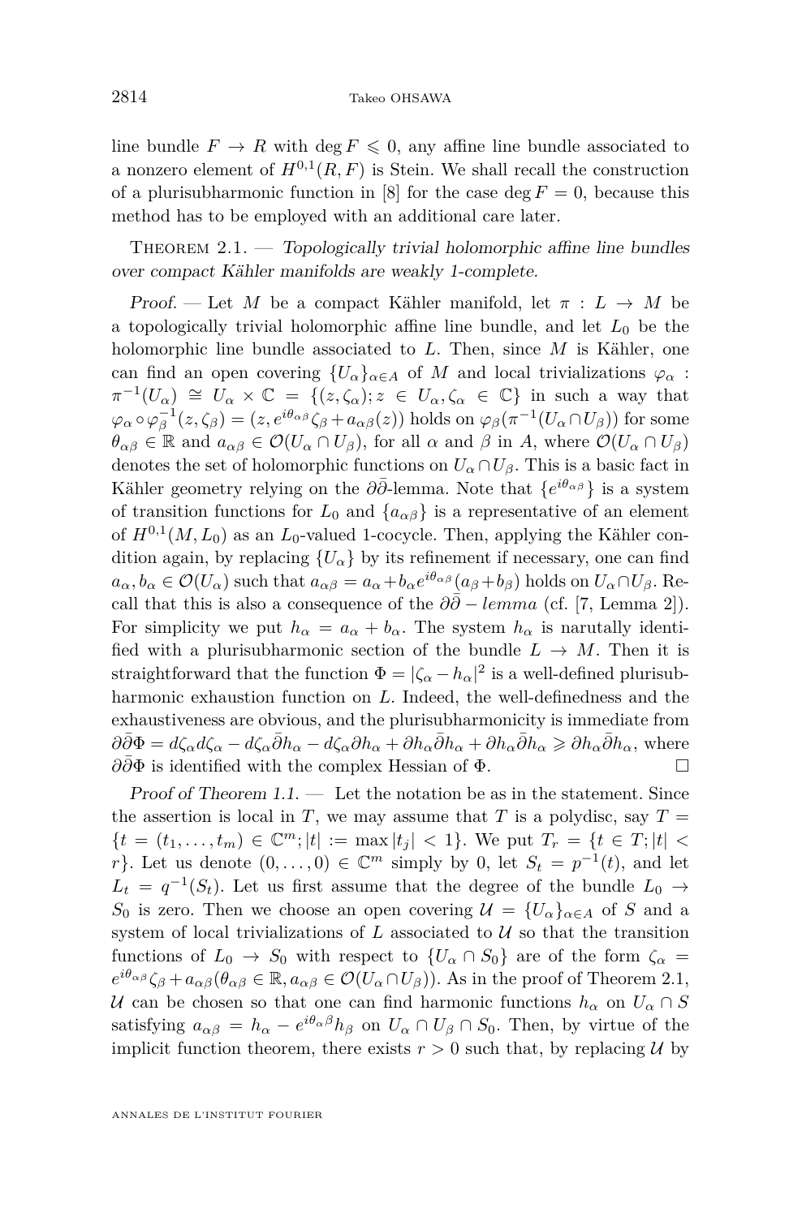line bundle $F \to R$ with $\deg F \leqslant 0$, any affine line bundle associated to a nonzero element of $H^{0,1}(R, F)$ is Stein. We shall recall the construction of a plurisubharmonic function in [8] for the case $\deg F = 0$, because this method has to be employed with an additional care later.

Theorem 2.1. — *Topologically trivial holomorphic affine line bundles over compact Kähler manifolds are weakly 1-complete.*

*Proof.* — Let $M$ be a compact Kähler manifold, let $\pi : L \to M$ be a topologically trivial holomorphic affine line bundle, and let $L_0$ be the holomorphic line bundle associated to $L$. Then, since $M$ is Kähler, one can find an open covering $\{U_\alpha\}_{\alpha \in A}$ of $M$ and local trivializations $\varphi_\alpha : \pi^{-1}(U_\alpha) \cong U_\alpha \times \mathbb{C} = \{(z, \zeta_\alpha); z \in U_\alpha, \zeta_\alpha \in \mathbb{C}\}$ in such a way that $\varphi_\alpha \circ \varphi_\beta^{-1}(z, \zeta_\beta) = (z, e^{i\theta_{\alpha\beta}}\zeta_\beta + a_{\alpha\beta}(z))$ holds on $\varphi_\beta(\pi^{-1}(U_\alpha \cap U_\beta))$ for some $\theta_{\alpha\beta} \in \mathbb{R}$ and $a_{\alpha\beta} \in \mathcal{O}(U_\alpha \cap U_\beta)$, for all $\alpha$ and $\beta$ in $A$, where $\mathcal{O}(U_\alpha \cap U_\beta)$ denotes the set of holomorphic functions on $U_\alpha \cap U_\beta$. This is a basic fact in Kähler geometry relying on the $\partial\bar{\partial}$-lemma. Note that $\{e^{i\theta_{\alpha\beta}}\}$ is a system of transition functions for $L_0$ and $\{a_{\alpha\beta}\}$ is a representative of an element of $H^{0,1}(M, L_0)$ as an $L_0$-valued 1-cocycle. Then, applying the Kähler condition again, by replacing $\{U_\alpha\}$ by its refinement if necessary, one can find $a_\alpha, b_\alpha \in \mathcal{O}(U_\alpha)$ such that $a_{\alpha\beta} = a_\alpha + b_\alpha e^{i\theta_{\alpha\beta}}(a_\beta + b_\beta)$ holds on $U_\alpha \cap U_\beta$. Recall that this is also a consequence of the $\partial\bar{\partial} - lemma$ (cf. [7, Lemma 2]). For simplicity we put $h_\alpha = a_\alpha + b_\alpha$. The system $h_\alpha$ is narutally identified with a plurisubharmonic section of the bundle $L \to M$. Then it is straightforward that the function $\Phi = |\zeta_\alpha - h_\alpha|^2$ is a well-defined plurisubharmonic exhaustion function on $L$. Indeed, the well-definedness and the exhaustiveness are obvious, and the plurisubharmonicity is immediate from $\partial\bar{\partial}\Phi = d\zeta_\alpha d\zeta_\alpha - d\zeta_\alpha \bar{\partial} h_\alpha - d\zeta_\alpha \partial h_\alpha + \partial h_\alpha \bar{\partial} h_\alpha + \partial h_\alpha \bar{\partial} h_\alpha \geqslant \partial h_\alpha \bar{\partial} h_\alpha$, where $\partial\bar{\partial}\Phi$ is identified with the complex Hessian of $\Phi$. $\square$

*Proof of Theorem 1.1.* — Let the notation be as in the statement. Since the assertion is local in $T$, we may assume that $T$ is a polydisc, say $T = \{t = (t_1, \ldots, t_m) \in \mathbb{C}^m; |t| := \max |t_j| < 1\}$. We put $T_r = \{t \in T; |t| < r\}$. Let us denote $(0, \ldots, 0) \in \mathbb{C}^m$ simply by $0$, let $S_t = p^{-1}(t)$, and let $L_t = q^{-1}(S_t)$. Let us first assume that the degree of the bundle $L_0 \to S_0$ is zero. Then we choose an open covering $\mathcal{U} = \{U_\alpha\}_{\alpha \in A}$ of $S$ and a system of local trivializations of $L$ associated to $\mathcal{U}$ so that the transition functions of $L_0 \to S_0$ with respect to $\{U_\alpha \cap S_0\}$ are of the form $\zeta_\alpha = e^{i\theta_{\alpha\beta}}\zeta_\beta + a_{\alpha\beta}(\theta_{\alpha\beta} \in \mathbb{R}, a_{\alpha\beta} \in \mathcal{O}(U_\alpha \cap U_\beta))$. As in the proof of Theorem 2.1, $\mathcal{U}$ can be chosen so that one can find harmonic functions $h_\alpha$ on $U_\alpha \cap S$ satisfying $a_{\alpha\beta} = h_\alpha - e^{i\theta_\alpha{}^\beta} h_\beta$ on $U_\alpha \cap U_\beta \cap S_0$. Then, by virtue of the implicit function theorem, there exists $r > 0$ such that, by replacing $\mathcal{U}$ by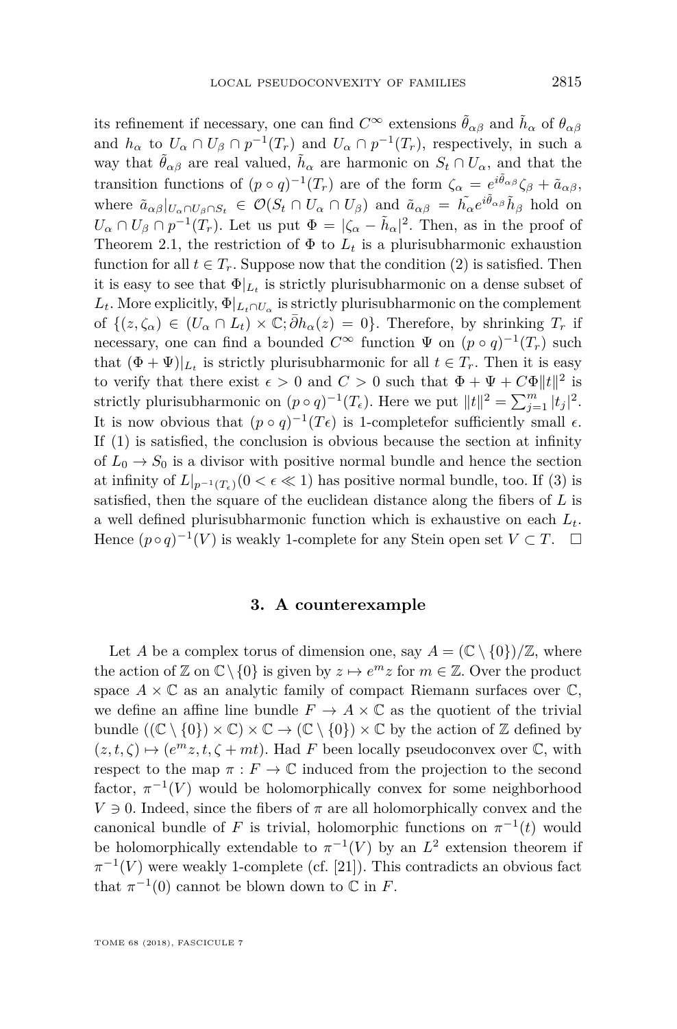its refinement if necessary, one can find $C^\infty$ extensions $\tilde{\theta}_{\alpha\beta}$ and $\tilde{h}_\alpha$ of $\theta_{\alpha\beta}$ and $h_\alpha$ to $U_\alpha \cap U_\beta \cap p^{-1}(T_r)$ and $U_\alpha \cap p^{-1}(T_r)$, respectively, in such a way that $\tilde{\theta}_{\alpha\beta}$ are real valued, $\tilde{h}_\alpha$ are harmonic on $S_t \cap U_\alpha$, and that the transition functions of $(p \circ q)^{-1}(T_r)$ are of the form $\zeta_\alpha = e^{i\tilde{\theta}_{\alpha\beta}}\zeta_\beta + \tilde{a}_{\alpha\beta}$, where $\tilde{a}_{\alpha\beta}|_{U_\alpha \cap U_\beta \cap S_t} \in \mathcal{O}(S_t \cap U_\alpha \cap U_\beta)$ and $\tilde{a}_{\alpha\beta} = \tilde{h_\alpha} e^{i\tilde{\theta}_{\alpha\beta}}\tilde{h}_\beta$ hold on $U_\alpha \cap U_\beta \cap p^{-1}(T_r)$. Let us put $\Phi = |\zeta_\alpha - \tilde{h}_\alpha|^2$. Then, as in the proof of Theorem 2.1, the restriction of $\Phi$ to $L_t$ is a plurisubharmonic exhaustion function for all $t \in T_r$. Suppose now that the condition (2) is satisfied. Then it is easy to see that $\Phi|_{L_t}$ is strictly plurisubharmonic on a dense subset of $L_t$. More explicitly, $\Phi|_{L_t \cap U_\alpha}$ is strictly plurisubharmonic on the complement of $\{(z, \zeta_\alpha) \in (U_\alpha \cap L_t) \times \mathbb{C}; \bar{\partial} h_\alpha(z) = 0\}$. Therefore, by shrinking $T_r$ if necessary, one can find a bounded $C^\infty$ function $\Psi$ on $(p \circ q)^{-1}(T_r)$ such that $(\Phi + \Psi)|_{L_t}$ is strictly plurisubharmonic for all $t \in T_r$. Then it is easy to verify that there exist $\epsilon > 0$ and $C > 0$ such that $\Phi + \Psi + C\Phi\|t\|^2$ is strictly plurisubharmonic on $(p \circ q)^{-1}(T_\epsilon)$. Here we put $\|t\|^2 = \sum_{j=1}^m |t_j|^2$. It is now obvious that $(p \circ q)^{-1}(T\epsilon)$ is 1-completefor sufficiently small $\epsilon$. If (1) is satisfied, the conclusion is obvious because the section at infinity of $L_0 \to S_0$ is a divisor with positive normal bundle and hence the section at infinity of $L|_{p^{-1}(T_\epsilon)}(0 < \epsilon \ll 1)$ has positive normal bundle, too. If (3) is satisfied, then the square of the euclidean distance along the fibers of $L$ is a well defined plurisubharmonic function which is exhaustive on each $L_t$. Hence $(p \circ q)^{-1}(V)$ is weakly 1-complete for any Stein open set $V \subset T$. $\square$

## 3. A counterexample

Let $A$ be a complex torus of dimension one, say $A = (\mathbb{C} \setminus \{0\})/\mathbb{Z}$, where the action of $\mathbb{Z}$ on $\mathbb{C} \setminus \{0\}$ is given by $z \mapsto e^m z$ for $m \in \mathbb{Z}$. Over the product space $A \times \mathbb{C}$ as an analytic family of compact Riemann surfaces over $\mathbb{C}$, we define an affine line bundle $F \to A \times \mathbb{C}$ as the quotient of the trivial bundle $((\mathbb{C} \setminus \{0\}) \times \mathbb{C}) \times \mathbb{C} \to (\mathbb{C} \setminus \{0\}) \times \mathbb{C}$ by the action of $\mathbb{Z}$ defined by $(z, t, \zeta) \mapsto (e^m z, t, \zeta + mt)$. Had $F$ been locally pseudoconvex over $\mathbb{C}$, with respect to the map $\pi : F \to \mathbb{C}$ induced from the projection to the second factor, $\pi^{-1}(V)$ would be holomorphically convex for some neighborhood $V \ni 0$. Indeed, since the fibers of $\pi$ are all holomorphically convex and the canonical bundle of $F$ is trivial, holomorphic functions on $\pi^{-1}(t)$ would be holomorphically extendable to $\pi^{-1}(V)$ by an $L^2$ extension theorem if $\pi^{-1}(V)$ were weakly 1-complete (cf. [21]). This contradicts an obvious fact that $\pi^{-1}(0)$ cannot be blown down to $\mathbb{C}$ in $F$.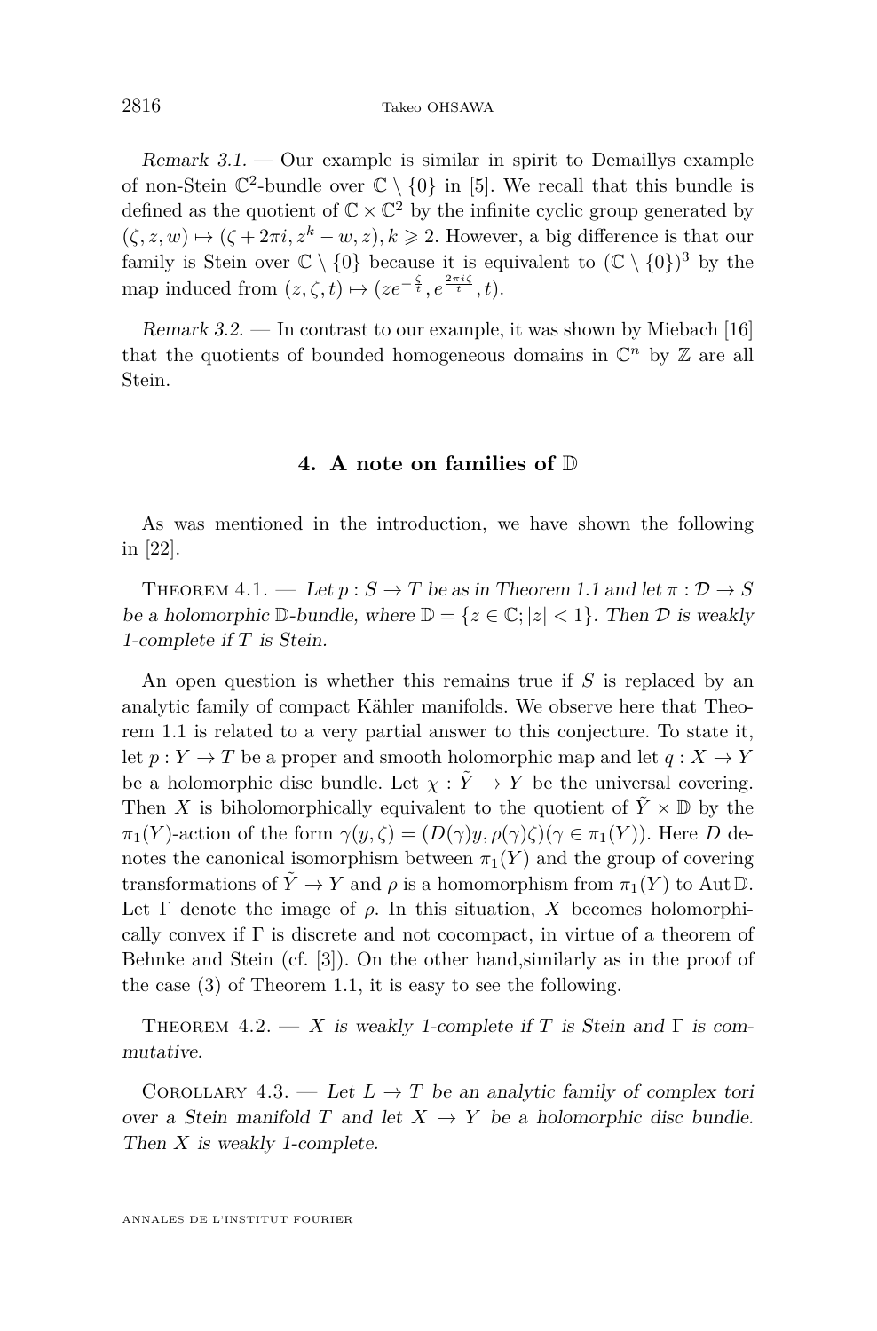*Remark 3.1.* — Our example is similar in spirit to Demaillys example of non-Stein $\mathbb{C}^2$-bundle over $\mathbb{C} \setminus \{0\}$ in [5]. We recall that this bundle is defined as the quotient of $\mathbb{C} \times \mathbb{C}^2$ by the infinite cyclic group generated by $(\zeta, z, w) \mapsto (\zeta + 2\pi i, z^k - w, z), k \geqslant 2$. However, a big difference is that our family is Stein over $\mathbb{C} \setminus \{0\}$ because it is equivalent to $(\mathbb{C} \setminus \{0\})^3$ by the map induced from $(z, \zeta, t) \mapsto (ze^{-\frac{\zeta}{t}}, e^{\frac{2\pi i \zeta}{t}}, t)$.

*Remark 3.2.* — In contrast to our example, it was shown by Miebach [16] that the quotients of bounded homogeneous domains in $\mathbb{C}^n$ by $\mathbb{Z}$ are all Stein.

## 4. A note on families of $\mathbb{D}$

As was mentioned in the introduction, we have shown the following in [22].

Theorem 4.1. — *Let $p : S \to T$ be as in Theorem 1.1 and let $\pi : \mathcal{D} \to S$ be a holomorphic $\mathbb{D}$-bundle, where $\mathbb{D} = \{z \in \mathbb{C}; |z| < 1\}$. Then $\mathcal{D}$ is weakly 1-complete if $T$ is Stein.*

An open question is whether this remains true if $S$ is replaced by an analytic family of compact Kähler manifolds. We observe here that Theorem 1.1 is related to a very partial answer to this conjecture. To state it, let $p : Y \to T$ be a proper and smooth holomorphic map and let $q : X \to Y$ be a holomorphic disc bundle. Let $\chi : \tilde{Y} \to Y$ be the universal covering. Then $X$ is biholomorphically equivalent to the quotient of $\tilde{Y} \times \mathbb{D}$ by the $\pi_1(Y)$-action of the form $\gamma(y, \zeta) = (D(\gamma)y, \rho(\gamma)\zeta)(\gamma \in \pi_1(Y))$. Here $D$ denotes the canonical isomorphism between $\pi_1(Y)$ and the group of covering transformations of $\tilde{Y} \to Y$ and $\rho$ is a homomorphism from $\pi_1(Y)$ to $\operatorname{Aut} \mathbb{D}$. Let $\Gamma$ denote the image of $\rho$. In this situation, $X$ becomes holomorphically convex if $\Gamma$ is discrete and not cocompact, in virtue of a theorem of Behnke and Stein (cf. [3]). On the other hand,similarly as in the proof of the case (3) of Theorem 1.1, it is easy to see the following.

Theorem 4.2. — *$X$ is weakly 1-complete if $T$ is Stein and $\Gamma$ is commutative.*

Corollary 4.3. — *Let $L \to T$ be an analytic family of complex tori over a Stein manifold $T$ and let $X \to Y$ be a holomorphic disc bundle. Then $X$ is weakly 1-complete.*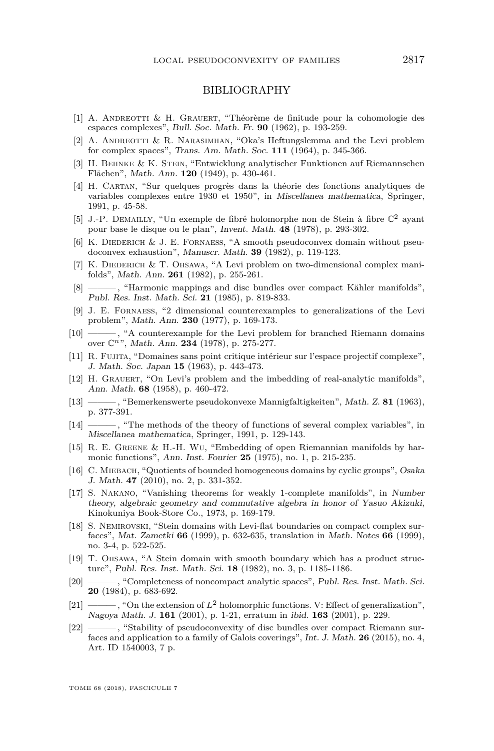## BIBLIOGRAPHY

[1] A. Andreotti & H. Grauert, "Théorème de finitude pour la cohomologie des espaces complexes", *Bull. Soc. Math. Fr.* **90** (1962), p. 193-259.

[2] A. Andreotti & R. Narasimhan, "Oka's Heftungslemma and the Levi problem for complex spaces", *Trans. Am. Math. Soc.* **111** (1964), p. 345-366.

[3] H. Behnke & K. Stein, "Entwicklung analytischer Funktionen auf Riemannschen Flächen", *Math. Ann.* **120** (1949), p. 430-461.

[4] H. Cartan, "Sur quelques progrès dans la théorie des fonctions analytiques de variables complexes entre 1930 et 1950", in *Miscellanea mathematica*, Springer, 1991, p. 45-58.

[5] J.-P. Demailly, "Un exemple de fibré holomorphe non de Stein à fibre $\mathbb{C}^2$ ayant pour base le disque ou le plan", *Invent. Math.* **48** (1978), p. 293-302.

[6] K. Diederich & J. E. Fornaess, "A smooth pseudoconvex domain without pseudoconvex exhaustion", *Manuscr. Math.* **39** (1982), p. 119-123.

[7] K. Diederich & T. Ohsawa, "A Levi problem on two-dimensional complex manifolds", *Math. Ann.* **261** (1982), p. 255-261.

[8] ———, "Harmonic mappings and disc bundles over compact Kähler manifolds", *Publ. Res. Inst. Math. Sci.* **21** (1985), p. 819-833.

[9] J. E. Fornaess, "2 dimensional counterexamples to generalizations of the Levi problem", *Math. Ann.* **230** (1977), p. 169-173.

[10] ———, "A counterexample for the Levi problem for branched Riemann domains over $\mathbb{C}^n$", *Math. Ann.* **234** (1978), p. 275-277.

[11] R. Fujita, "Domaines sans point critique intérieur sur l'espace projectif complexe", *J. Math. Soc. Japan* **15** (1963), p. 443-473.

[12] H. Grauert, "On Levi's problem and the imbedding of real-analytic manifolds", *Ann. Math.* **68** (1958), p. 460-472.

[13] ———, "Bemerkenswerte pseudokonvexe Mannigfaltigkeiten", *Math. Z.* **81** (1963), p. 377-391.

[14] ———, "The methods of the theory of functions of several complex variables", in *Miscellanea mathematica*, Springer, 1991, p. 129-143.

[15] R. E. Greene & H.-H. Wu, "Embedding of open Riemannian manifolds by harmonic functions", *Ann. Inst. Fourier* **25** (1975), no. 1, p. 215-235.

[16] C. Miebach, "Quotients of bounded homogeneous domains by cyclic groups", *Osaka J. Math.* **47** (2010), no. 2, p. 331-352.

[17] S. Nakano, "Vanishing theorems for weakly 1-complete manifolds", in *Number theory, algebraic geometry and commutative algebra in honor of Yasuo Akizuki*, Kinokuniya Book-Store Co., 1973, p. 169-179.

[18] S. Nemirovski, "Stein domains with Levi-flat boundaries on compact complex surfaces", *Mat. Zametki* **66** (1999), p. 632-635, translation in *Math. Notes* **66** (1999), no. 3-4, p. 522-525.

[19] T. Ohsawa, "A Stein domain with smooth boundary which has a product structure", *Publ. Res. Inst. Math. Sci.* **18** (1982), no. 3, p. 1185-1186.

[20] ———, "Completeness of noncompact analytic spaces", *Publ. Res. Inst. Math. Sci.* **20** (1984), p. 683-692.

[21] ———, "On the extension of $L^2$ holomorphic functions. V: Effect of generalization", *Nagoya Math. J.* **161** (2001), p. 1-21, erratum in *ibid.* **163** (2001), p. 229.

[22] ———, "Stability of pseudoconvexity of disc bundles over compact Riemann surfaces and application to a family of Galois coverings", *Int. J. Math.* **26** (2015), no. 4, Art. ID 1540003, 7 p.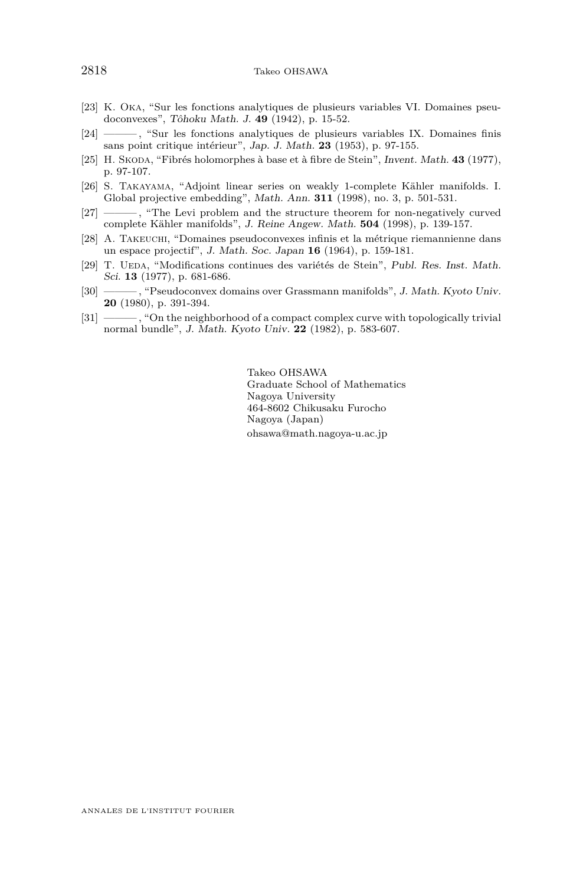[23] K. Oka, “Sur les fonctions analytiques de plusieurs variables VI. Domaines pseudoconvexes”, *Tôhoku Math. J.* **49** (1942), p. 15-52.

[24] ———, “Sur les fonctions analytiques de plusieurs variables IX. Domaines finis sans point critique intérieur”, *Jap. J. Math.* **23** (1953), p. 97-155.

[25] H. Skoda, “Fibrés holomorphes à base et à fibre de Stein”, *Invent. Math.* **43** (1977), p. 97-107.

[26] S. Takayama, “Adjoint linear series on weakly 1-complete Kähler manifolds. I. Global projective embedding”, *Math. Ann.* **311** (1998), no. 3, p. 501-531.

[27] ———, “The Levi problem and the structure theorem for non-negatively curved complete Kähler manifolds”, *J. Reine Angew. Math.* **504** (1998), p. 139-157.

[28] A. Takeuchi, “Domaines pseudoconvexes infinis et la métrique riemannienne dans un espace projectif”, *J. Math. Soc. Japan* **16** (1964), p. 159-181.

[29] T. Ueda, “Modifications continues des variétés de Stein”, *Publ. Res. Inst. Math. Sci.* **13** (1977), p. 681-686.

[30] ———, “Pseudoconvex domains over Grassmann manifolds”, *J. Math. Kyoto Univ.* **20** (1980), p. 391-394.

[31] ———, “On the neighborhood of a compact complex curve with topologically trivial normal bundle”, *J. Math. Kyoto Univ.* **22** (1982), p. 583-607.

Takeo OHSAWA
Graduate School of Mathematics
Nagoya University
464-8602 Chikusaku Furocho
Nagoya (Japan)
ohsawa@math.nagoya-u.ac.jp